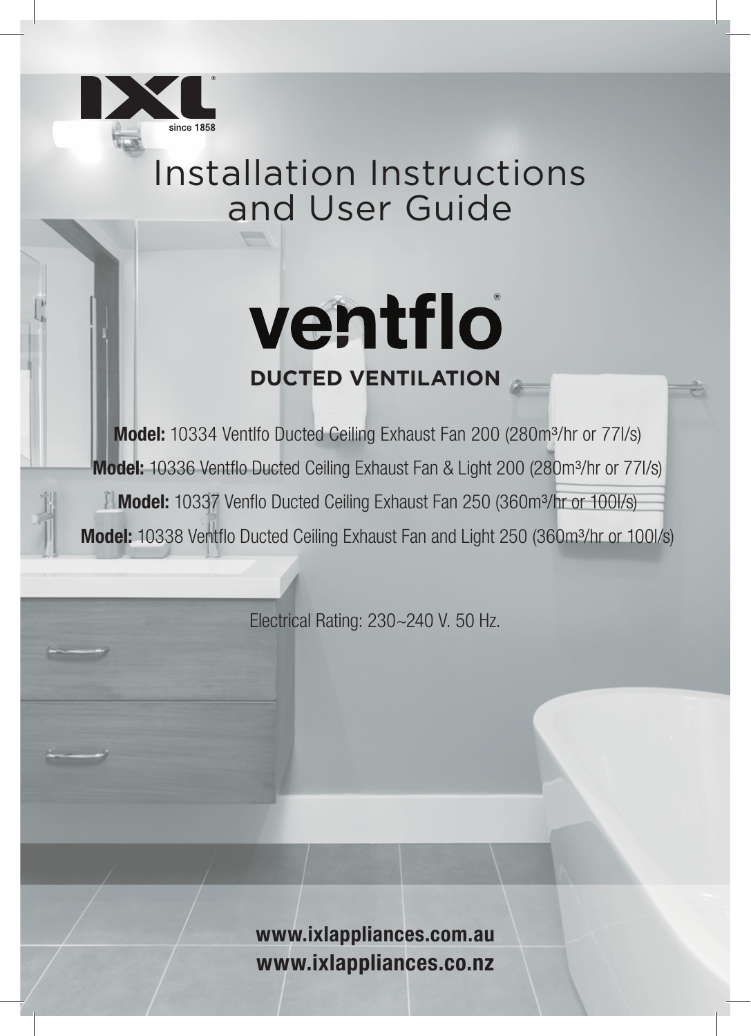IXL

since 1858

# Installation Instructions and User Guide

# ventflo®

## DUCTED VENTILATION

**Model:** 10334 Ventlfo Ducted Ceiling Exhaust Fan 200 (280m³/hr or 77l/s)

**Model:** 10336 Ventflo Ducted Ceiling Exhaust Fan & Light 200 (280m³/hr or 77l/s)

**Model:** 10337 Venflo Ducted Ceiling Exhaust Fan 250 (360m³/hr or 100l/s)

**Model:** 10338 Ventflo Ducted Ceiling Exhaust Fan and Light 250 (360m³/hr or 100l/s)

Electrical Rating: 230~240 V. 50 Hz.

**www.ixlappliances.com.au**

**www.ixlappliances.co.nz**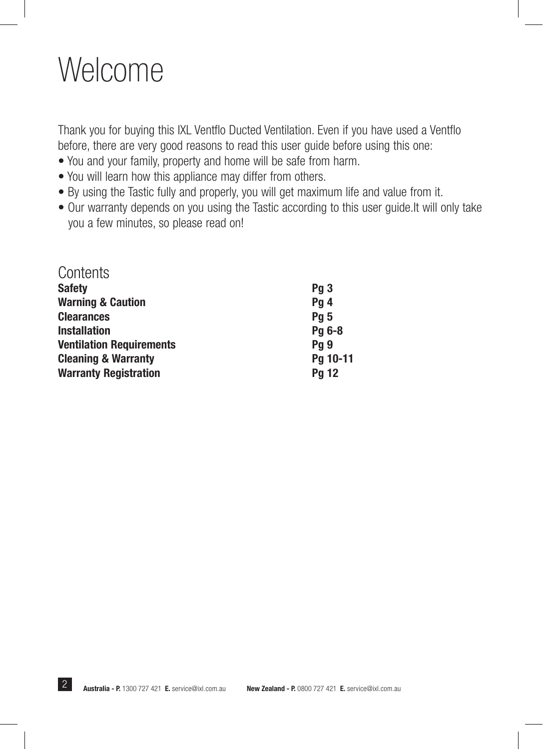# Welcome

Thank you for buying this IXL Ventflo Ducted Ventilation. Even if you have used a Ventflo before, there are very good reasons to read this user guide before using this one:

- You and your family, property and home will be safe from harm.
- You will learn how this appliance may differ from others.
- By using the Tastic fully and properly, you will get maximum life and value from it.
- Our warranty depends on you using the Tastic according to this user guide.It will only take you a few minutes, so please read on!

## Contents

| | |
|---|---|
| **Safety** | **Pg 3** |
| **Warning & Caution** | **Pg 4** |
| **Clearances** | **Pg 5** |
| **Installation** | **Pg 6-8** |
| **Ventilation Requirements** | **Pg 9** |
| **Cleaning & Warranty** | **Pg 10-11** |
| **Warranty Registration** | **Pg 12** |

**Australia - P.** 1300 727 421 **E.** service@ixl.com.au **New Zealand - P.** 0800 727 421 **E.** service@ixl.com.au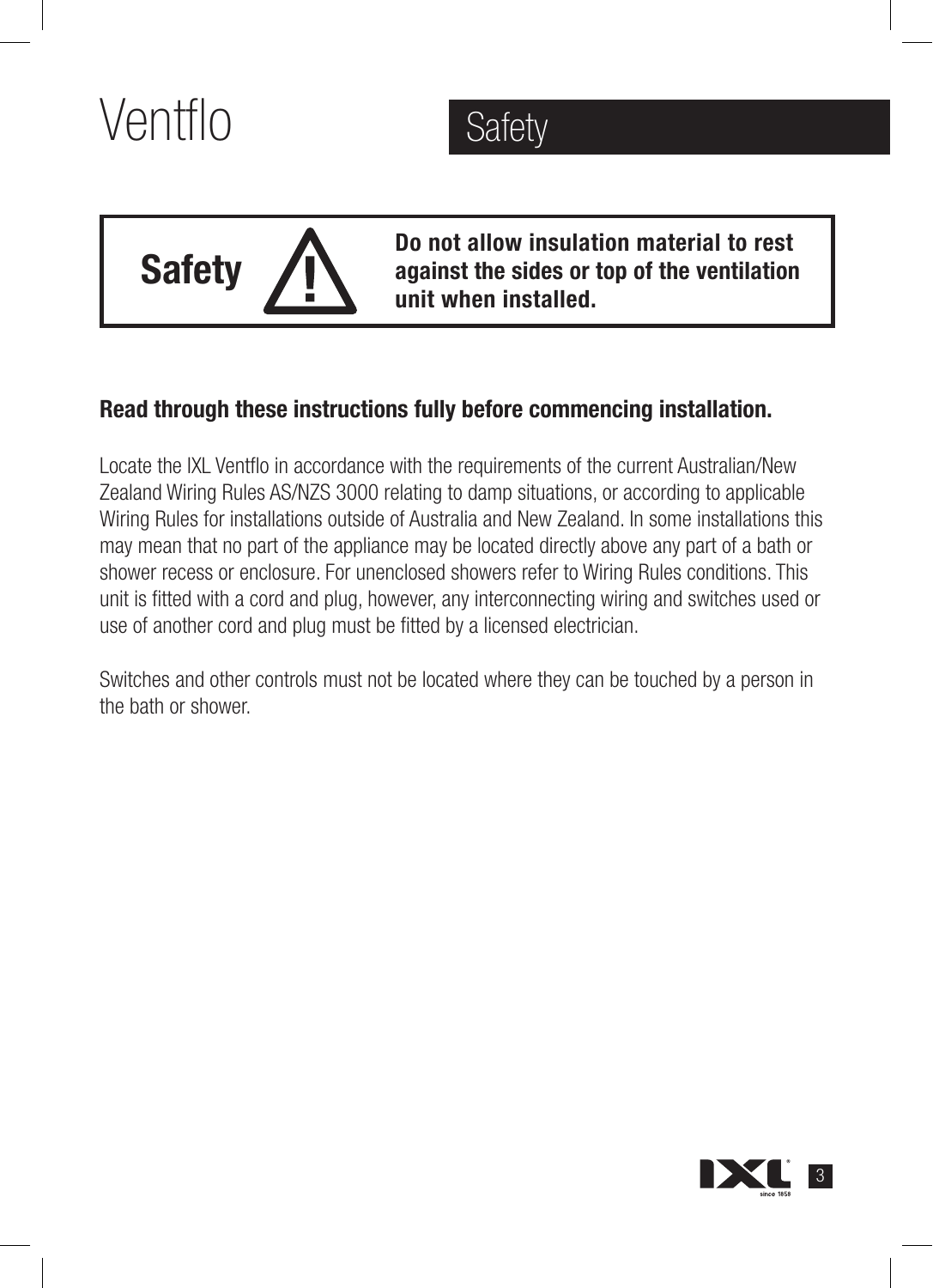# Ventflo

## Safety

**Safety** ⚠ **Do not allow insulation material to rest against the sides or top of the ventilation unit when installed.**

**Read through these instructions fully before commencing installation.**

Locate the IXL Ventflo in accordance with the requirements of the current Australian/New Zealand Wiring Rules AS/NZS 3000 relating to damp situations, or according to applicable Wiring Rules for installations outside of Australia and New Zealand. In some installations this may mean that no part of the appliance may be located directly above any part of a bath or shower recess or enclosure. For unenclosed showers refer to Wiring Rules conditions. This unit is fitted with a cord and plug, however, any interconnecting wiring and switches used or use of another cord and plug must be fitted by a licensed electrician.

Switches and other controls must not be located where they can be touched by a person in the bath or shower.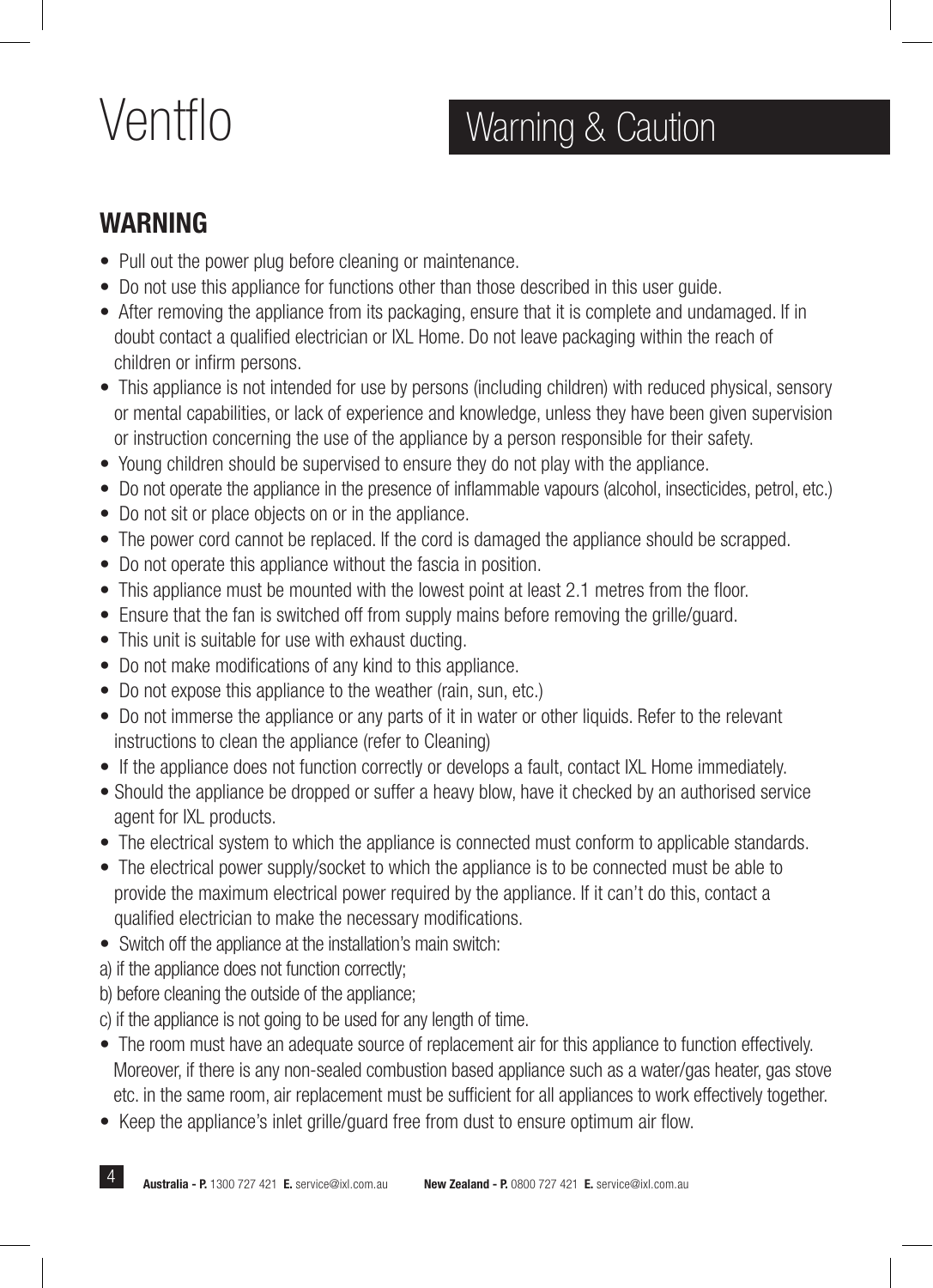# Ventflo

## Warning & Caution

### WARNING

- Pull out the power plug before cleaning or maintenance.
- Do not use this appliance for functions other than those described in this user guide.
- After removing the appliance from its packaging, ensure that it is complete and undamaged. If in doubt contact a qualified electrician or IXL Home. Do not leave packaging within the reach of children or infirm persons.
- This appliance is not intended for use by persons (including children) with reduced physical, sensory or mental capabilities, or lack of experience and knowledge, unless they have been given supervision or instruction concerning the use of the appliance by a person responsible for their safety.
- Young children should be supervised to ensure they do not play with the appliance.
- Do not operate the appliance in the presence of inflammable vapours (alcohol, insecticides, petrol, etc.)
- Do not sit or place objects on or in the appliance.
- The power cord cannot be replaced. If the cord is damaged the appliance should be scrapped.
- Do not operate this appliance without the fascia in position.
- This appliance must be mounted with the lowest point at least 2.1 metres from the floor.
- Ensure that the fan is switched off from supply mains before removing the grille/guard.
- This unit is suitable for use with exhaust ducting.
- Do not make modifications of any kind to this appliance.
- Do not expose this appliance to the weather (rain, sun, etc.)
- Do not immerse the appliance or any parts of it in water or other liquids. Refer to the relevant instructions to clean the appliance (refer to Cleaning)
- If the appliance does not function correctly or develops a fault, contact IXL Home immediately.
- Should the appliance be dropped or suffer a heavy blow, have it checked by an authorised service agent for IXL products.
- The electrical system to which the appliance is connected must conform to applicable standards.
- The electrical power supply/socket to which the appliance is to be connected must be able to provide the maximum electrical power required by the appliance. If it can't do this, contact a qualified electrician to make the necessary modifications.
- Switch off the appliance at the installation's main switch:

a) if the appliance does not function correctly;

b) before cleaning the outside of the appliance;

c) if the appliance is not going to be used for any length of time.

- The room must have an adequate source of replacement air for this appliance to function effectively. Moreover, if there is any non-sealed combustion based appliance such as a water/gas heater, gas stove etc. in the same room, air replacement must be sufficient for all appliances to work effectively together.
- Keep the appliance's inlet grille/guard free from dust to ensure optimum air flow.

**Australia - P.** 1300 727 421 **E.** service@ixl.com.au **New Zealand - P.** 0800 727 421 **E.** service@ixl.com.au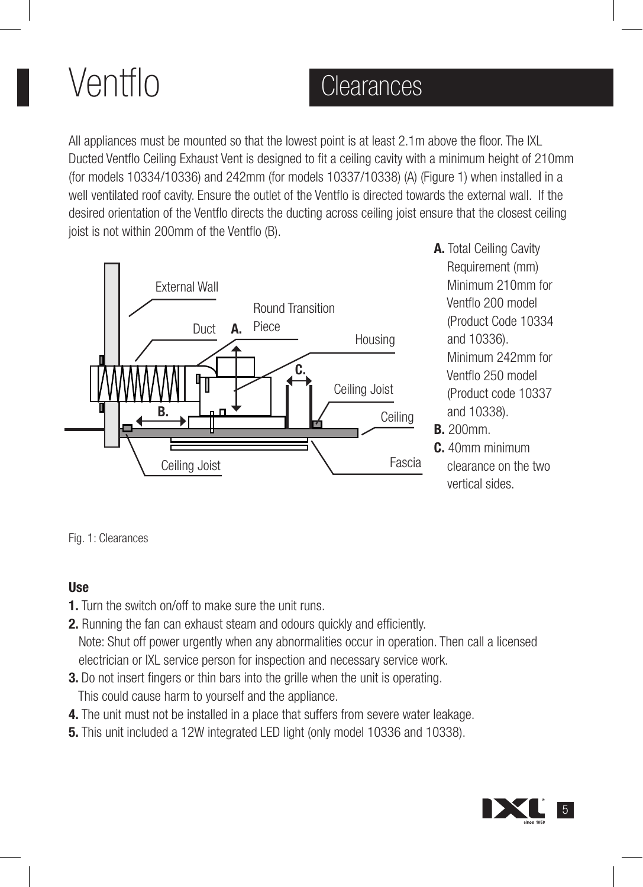# Ventflo

## Clearances

All appliances must be mounted so that the lowest point is at least 2.1m above the floor. The IXL Ducted Ventflo Ceiling Exhaust Vent is designed to fit a ceiling cavity with a minimum height of 210mm (for models 10334/10336) and 242mm (for models 10337/10338) (A) (Figure 1) when installed in a well ventilated roof cavity. Ensure the outlet of the Ventflo is directed towards the external wall. If the desired orientation of the Ventflo directs the ducting across ceiling joist ensure that the closest ceiling joist is not within 200mm of the Ventflo (B).

**A.** Total Ceiling Cavity Requirement (mm) Minimum 210mm for Ventflo 200 model (Product Code 10334 and 10336). Minimum 242mm for Ventflo 250 model (Product code 10337 and 10338).

**B.** 200mm.

**C.** 40mm minimum clearance on the two vertical sides.

Fig. 1: Clearances

### Use

**1.** Turn the switch on/off to make sure the unit runs.

**2.** Running the fan can exhaust steam and odours quickly and efficiently.
Note: Shut off power urgently when any abnormalities occur in operation. Then call a licensed electrician or IXL service person for inspection and necessary service work.

**3.** Do not insert fingers or thin bars into the grille when the unit is operating.
This could cause harm to yourself and the appliance.

**4.** The unit must not be installed in a place that suffers from severe water leakage.

**5.** This unit included a 12W integrated LED light (only model 10336 and 10338).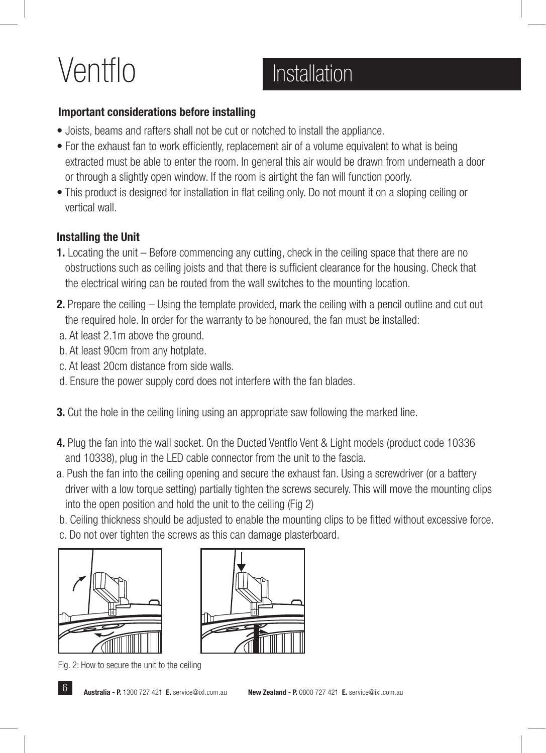# Ventflo

## Installation

### Important considerations before installing

- Joists, beams and rafters shall not be cut or notched to install the appliance.
- For the exhaust fan to work efficiently, replacement air of a volume equivalent to what is being extracted must be able to enter the room. In general this air would be drawn from underneath a door or through a slightly open window. If the room is airtight the fan will function poorly.
- This product is designed for installation in flat ceiling only. Do not mount it on a sloping ceiling or vertical wall.

### Installing the Unit

**1.** Locating the unit – Before commencing any cutting, check in the ceiling space that there are no obstructions such as ceiling joists and that there is sufficient clearance for the housing. Check that the electrical wiring can be routed from the wall switches to the mounting location.

**2.** Prepare the ceiling – Using the template provided, mark the ceiling with a pencil outline and cut out the required hole. In order for the warranty to be honoured, the fan must be installed:

a. At least 2.1m above the ground.
b. At least 90cm from any hotplate.
c. At least 20cm distance from side walls.
d. Ensure the power supply cord does not interfere with the fan blades.

**3.** Cut the hole in the ceiling lining using an appropriate saw following the marked line.

**4.** Plug the fan into the wall socket. On the Ducted Ventflo Vent & Light models (product code 10336 and 10338), plug in the LED cable connector from the unit to the fascia.

a. Push the fan into the ceiling opening and secure the exhaust fan. Using a screwdriver (or a battery driver with a low torque setting) partially tighten the screws securely. This will move the mounting clips into the open position and hold the unit to the ceiling (Fig 2)
b. Ceiling thickness should be adjusted to enable the mounting clips to be fitted without excessive force.
c. Do not over tighten the screws as this can damage plasterboard.

Fig. 2: How to secure the unit to the ceiling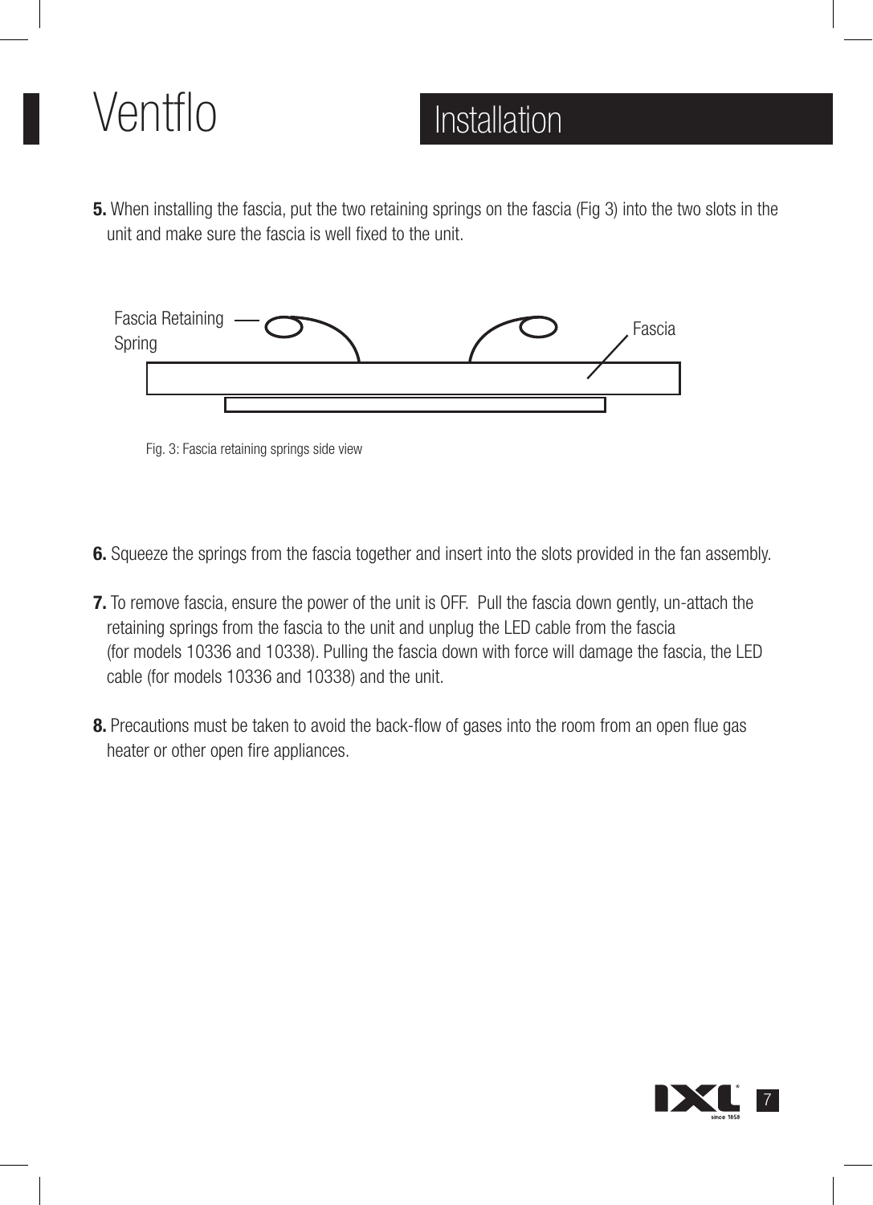# Ventflo

## Installation

**5.** When installing the fascia, put the two retaining springs on the fascia (Fig 3) into the two slots in the unit and make sure the fascia is well fixed to the unit.

Fascia Retaining Spring

Fascia

Fig. 3: Fascia retaining springs side view

**6.** Squeeze the springs from the fascia together and insert into the slots provided in the fan assembly.

**7.** To remove fascia, ensure the power of the unit is OFF. Pull the fascia down gently, un-attach the retaining springs from the fascia to the unit and unplug the LED cable from the fascia (for models 10336 and 10338). Pulling the fascia down with force will damage the fascia, the LED cable (for models 10336 and 10338) and the unit.

**8.** Precautions must be taken to avoid the back-flow of gases into the room from an open flue gas heater or other open fire appliances.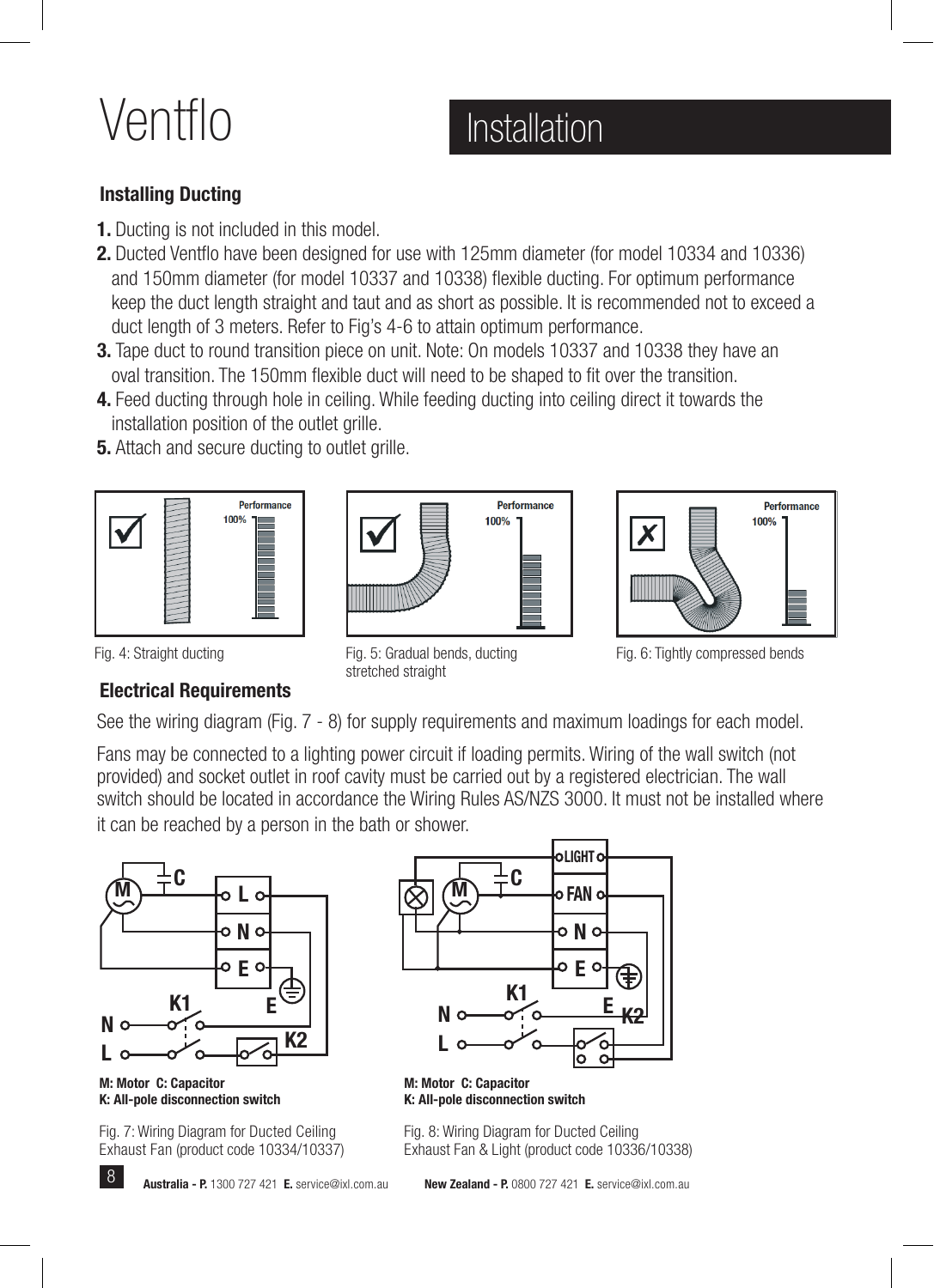# Ventflo

## Installation

### Installing Ducting

1. Ducting is not included in this model.
2. Ducted Ventflo have been designed for use with 125mm diameter (for model 10334 and 10336) and 150mm diameter (for model 10337 and 10338) flexible ducting. For optimum performance keep the duct length straight and taut and as short as possible. It is recommended not to exceed a duct length of 3 meters. Refer to Fig's 4-6 to attain optimum performance.
3. Tape duct to round transition piece on unit. Note: On models 10337 and 10338 they have an oval transition. The 150mm flexible duct will need to be shaped to fit over the transition.
4. Feed ducting through hole in ceiling. While feeding ducting into ceiling direct it towards the installation position of the outlet grille.
5. Attach and secure ducting to outlet grille.

Fig. 4: Straight ducting

Fig. 5: Gradual bends, ducting stretched straight

Fig. 6: Tightly compressed bends

### Electrical Requirements

See the wiring diagram (Fig. 7 - 8) for supply requirements and maximum loadings for each model.

Fans may be connected to a lighting power circuit if loading permits. Wiring of the wall switch (not provided) and socket outlet in roof cavity must be carried out by a registered electrician. The wall switch should be located in accordance the Wiring Rules AS/NZS 3000. It must not be installed where it can be reached by a person in the bath or shower.

**M: Motor C: Capacitor**
**K: All-pole disconnection switch**

Fig. 7: Wiring Diagram for Ducted Ceiling Exhaust Fan (product code 10334/10337)

**M: Motor C: Capacitor**
**K: All-pole disconnection switch**

Fig. 8: Wiring Diagram for Ducted Ceiling Exhaust Fan & Light (product code 10336/10338)

**Australia - P.** 1300 727 421 **E.** service@ixl.com.au **New Zealand - P.** 0800 727 421 **E.** service@ixl.com.au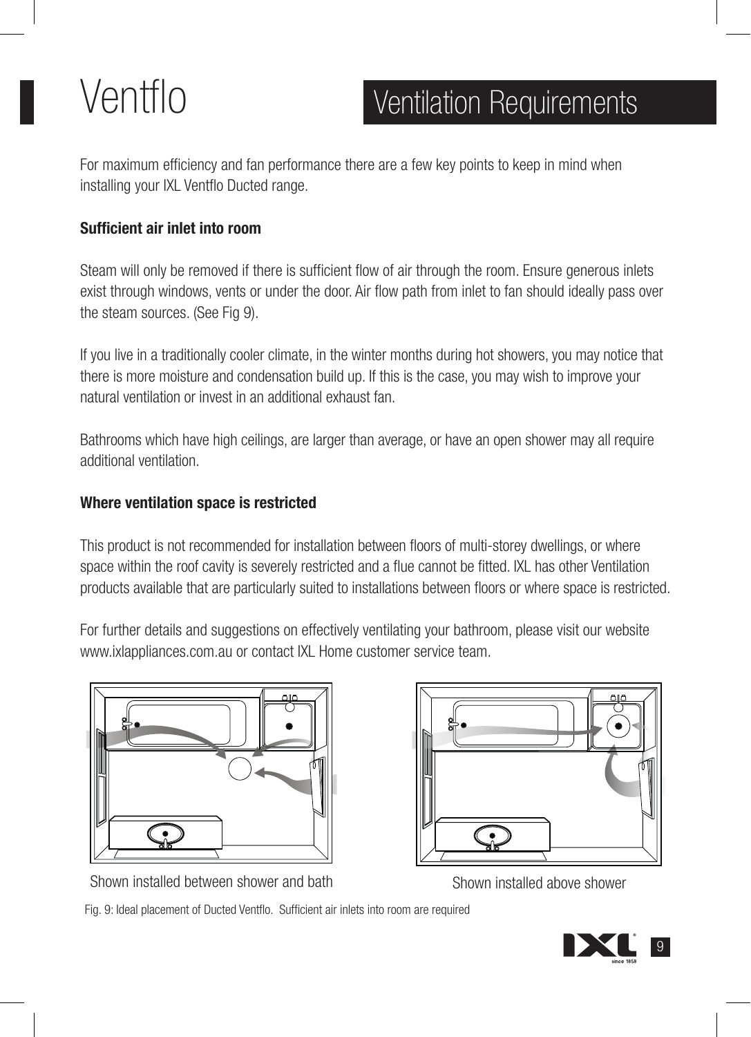# Ventflo

## Ventilation Requirements

For maximum efficiency and fan performance there are a few key points to keep in mind when installing your IXL Ventflo Ducted range.

**Sufficient air inlet into room**

Steam will only be removed if there is sufficient flow of air through the room. Ensure generous inlets exist through windows, vents or under the door. Air flow path from inlet to fan should ideally pass over the steam sources. (See Fig 9).

If you live in a traditionally cooler climate, in the winter months during hot showers, you may notice that there is more moisture and condensation build up. If this is the case, you may wish to improve your natural ventilation or invest in an additional exhaust fan.

Bathrooms which have high ceilings, are larger than average, or have an open shower may all require additional ventilation.

**Where ventilation space is restricted**

This product is not recommended for installation between floors of multi-storey dwellings, or where space within the roof cavity is severely restricted and a flue cannot be fitted. IXL has other Ventilation products available that are particularly suited to installations between floors or where space is restricted.

For further details and suggestions on effectively ventilating your bathroom, please visit our website www.ixlappliances.com.au or contact IXL Home customer service team.

Shown installed between shower and bath

Shown installed above shower

Fig. 9: Ideal placement of Ducted Ventflo. Sufficient air inlets into room are required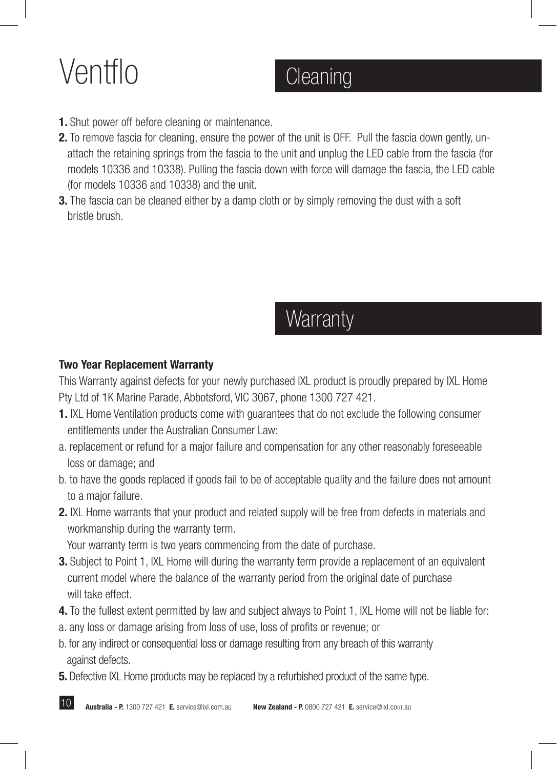# Ventflo

## Cleaning

**1.** Shut power off before cleaning or maintenance.

**2.** To remove fascia for cleaning, ensure the power of the unit is OFF. Pull the fascia down gently, un-attach the retaining springs from the fascia to the unit and unplug the LED cable from the fascia (for models 10336 and 10338). Pulling the fascia down with force will damage the fascia, the LED cable (for models 10336 and 10338) and the unit.

**3.** The fascia can be cleaned either by a damp cloth or by simply removing the dust with a soft bristle brush.

## Warranty

### Two Year Replacement Warranty

This Warranty against defects for your newly purchased IXL product is proudly prepared by IXL Home Pty Ltd of 1K Marine Parade, Abbotsford, VIC 3067, phone 1300 727 421.

**1.** IXL Home Ventilation products come with guarantees that do not exclude the following consumer entitlements under the Australian Consumer Law:

a. replacement or refund for a major failure and compensation for any other reasonably foreseeable loss or damage; and

b. to have the goods replaced if goods fail to be of acceptable quality and the failure does not amount to a major failure.

**2.** IXL Home warrants that your product and related supply will be free from defects in materials and workmanship during the warranty term.
Your warranty term is two years commencing from the date of purchase.

**3.** Subject to Point 1, IXL Home will during the warranty term provide a replacement of an equivalent current model where the balance of the warranty period from the original date of purchase will take effect.

**4.** To the fullest extent permitted by law and subject always to Point 1, IXL Home will not be liable for:

a. any loss or damage arising from loss of use, loss of profits or revenue; or

b. for any indirect or consequential loss or damage resulting from any breach of this warranty against defects.

**5.** Defective IXL Home products may be replaced by a refurbished product of the same type.

**Australia - P.** 1300 727 421 **E.** service@ixl.com.au **New Zealand - P.** 0800 727 421 **E.** service@ixl.com.au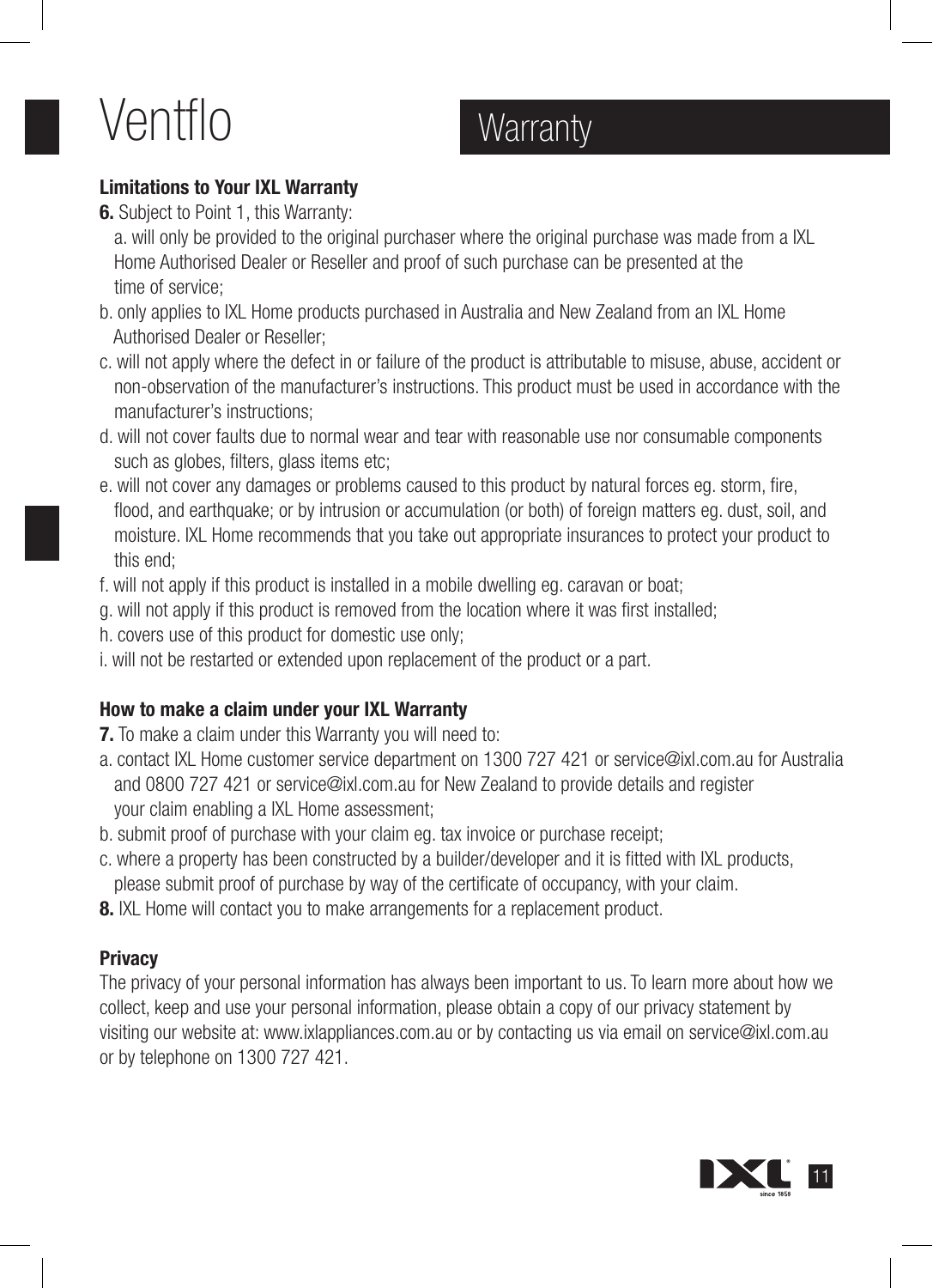# Ventflo

## Warranty

### Limitations to Your IXL Warranty

**6.** Subject to Point 1, this Warranty:

a. will only be provided to the original purchaser where the original purchase was made from a IXL Home Authorised Dealer or Reseller and proof of such purchase can be presented at the time of service;

b. only applies to IXL Home products purchased in Australia and New Zealand from an IXL Home Authorised Dealer or Reseller;

c. will not apply where the defect in or failure of the product is attributable to misuse, abuse, accident or non-observation of the manufacturer's instructions. This product must be used in accordance with the manufacturer's instructions;

d. will not cover faults due to normal wear and tear with reasonable use nor consumable components such as globes, filters, glass items etc;

e. will not cover any damages or problems caused to this product by natural forces eg. storm, fire, flood, and earthquake; or by intrusion or accumulation (or both) of foreign matters eg. dust, soil, and moisture. IXL Home recommends that you take out appropriate insurances to protect your product to this end;

f. will not apply if this product is installed in a mobile dwelling eg. caravan or boat;

g. will not apply if this product is removed from the location where it was first installed;

h. covers use of this product for domestic use only;

i. will not be restarted or extended upon replacement of the product or a part.

### How to make a claim under your IXL Warranty

**7.** To make a claim under this Warranty you will need to:

a. contact IXL Home customer service department on 1300 727 421 or service@ixl.com.au for Australia and 0800 727 421 or service@ixl.com.au for New Zealand to provide details and register your claim enabling a IXL Home assessment;

b. submit proof of purchase with your claim eg. tax invoice or purchase receipt;

c. where a property has been constructed by a builder/developer and it is fitted with IXL products, please submit proof of purchase by way of the certificate of occupancy, with your claim.

**8.** IXL Home will contact you to make arrangements for a replacement product.

### Privacy

The privacy of your personal information has always been important to us. To learn more about how we collect, keep and use your personal information, please obtain a copy of our privacy statement by visiting our website at: www.ixlappliances.com.au or by contacting us via email on service@ixl.com.au or by telephone on 1300 727 421.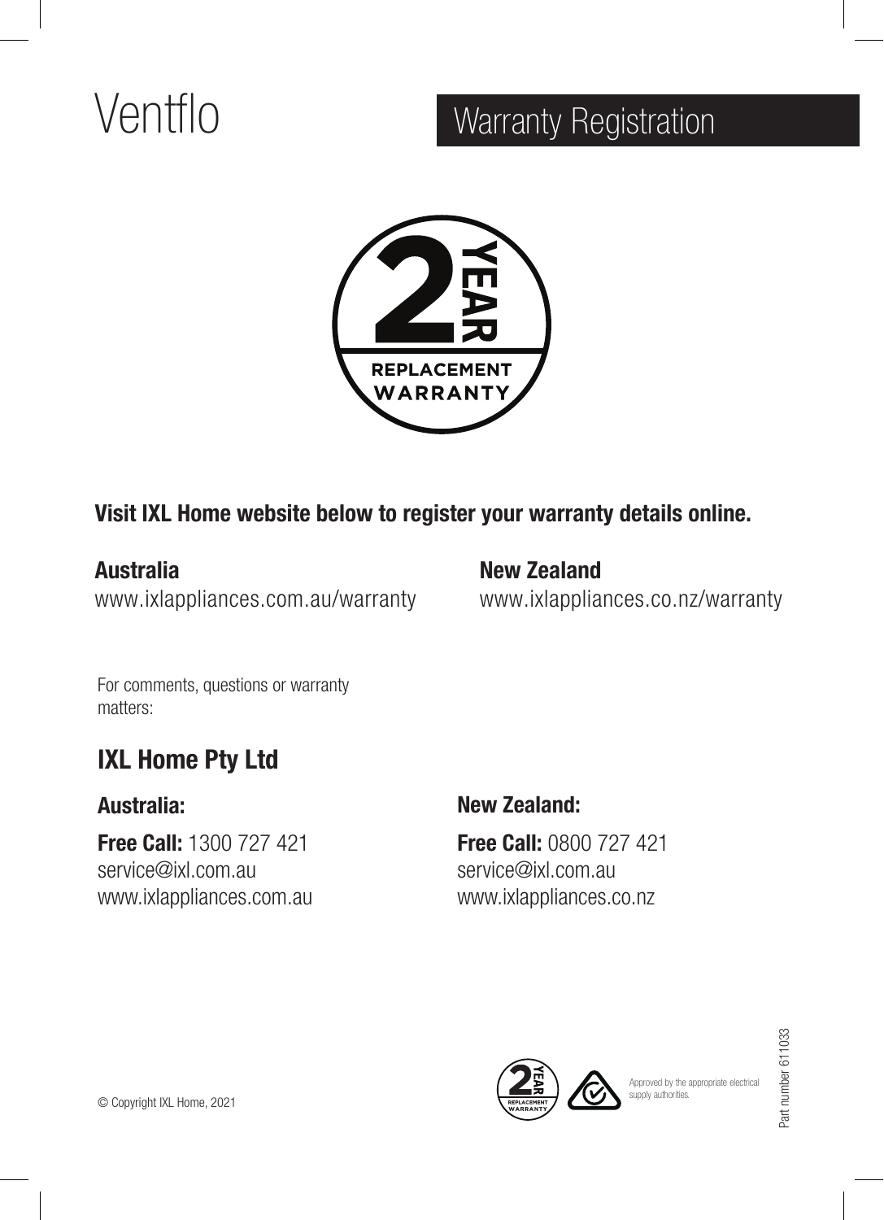# Ventflo

## Warranty Registration

2 YEAR REPLACEMENT WARRANTY

**Visit IXL Home website below to register your warranty details online.**

**Australia**
www.ixlappliances.com.au/warranty

**New Zealand**
www.ixlappliances.co.nz/warranty

For comments, questions or warranty matters:

## IXL Home Pty Ltd

**Australia:**

**Free Call:** 1300 727 421
service@ixl.com.au
www.ixlappliances.com.au

**New Zealand:**

**Free Call:** 0800 727 421
service@ixl.com.au
www.ixlappliances.co.nz

© Copyright IXL Home, 2021

Approved by the appropriate electrical supply authorities.

Part number 611033